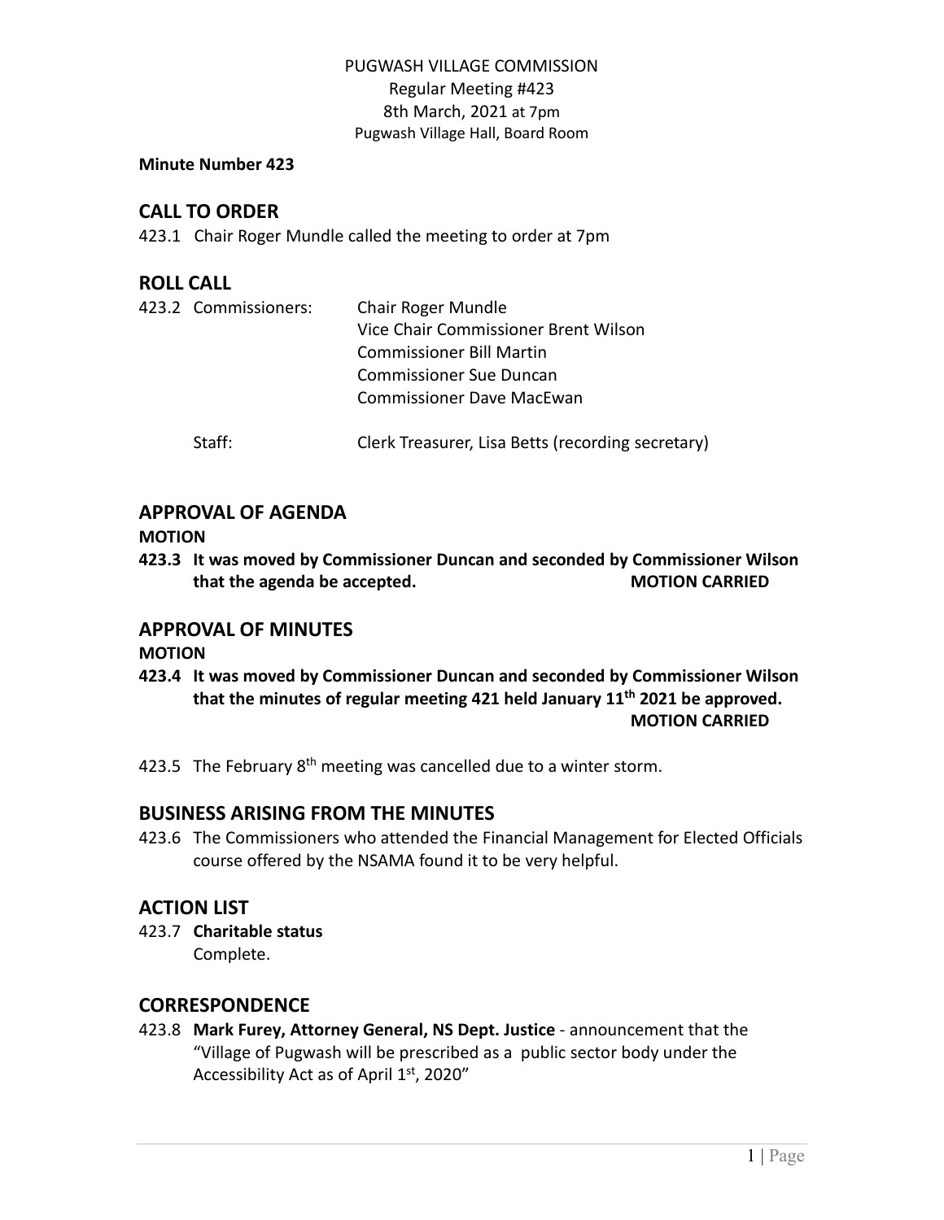PUGWASH VILLAGE COMMISSION
Regular Meeting #423
8th March, 2021 at 7pm
Pugwash Village Hall, Board Room

**Minute Number 423**

## CALL TO ORDER

423.1 Chair Roger Mundle called the meeting to order at 7pm

## ROLL CALL

423.2 Commissioners:
Chair Roger Mundle
Vice Chair Commissioner Brent Wilson
Commissioner Bill Martin
Commissioner Sue Duncan
Commissioner Dave MacEwan

Staff: Clerk Treasurer, Lisa Betts (recording secretary)

## APPROVAL OF AGENDA

**MOTION**

**423.3 It was moved by Commissioner Duncan and seconded by Commissioner Wilson that the agenda be accepted. MOTION CARRIED**

## APPROVAL OF MINUTES

**MOTION**

**423.4 It was moved by Commissioner Duncan and seconded by Commissioner Wilson that the minutes of regular meeting 421 held January 11th 2021 be approved. MOTION CARRIED**

423.5 The February 8th meeting was cancelled due to a winter storm.

## BUSINESS ARISING FROM THE MINUTES

423.6 The Commissioners who attended the Financial Management for Elected Officials course offered by the NSAMA found it to be very helpful.

## ACTION LIST

423.7 **Charitable status**
Complete.

## CORRESPONDENCE

423.8 **Mark Furey, Attorney General, NS Dept. Justice** - announcement that the "Village of Pugwash will be prescribed as a public sector body under the Accessibility Act as of April 1st, 2020"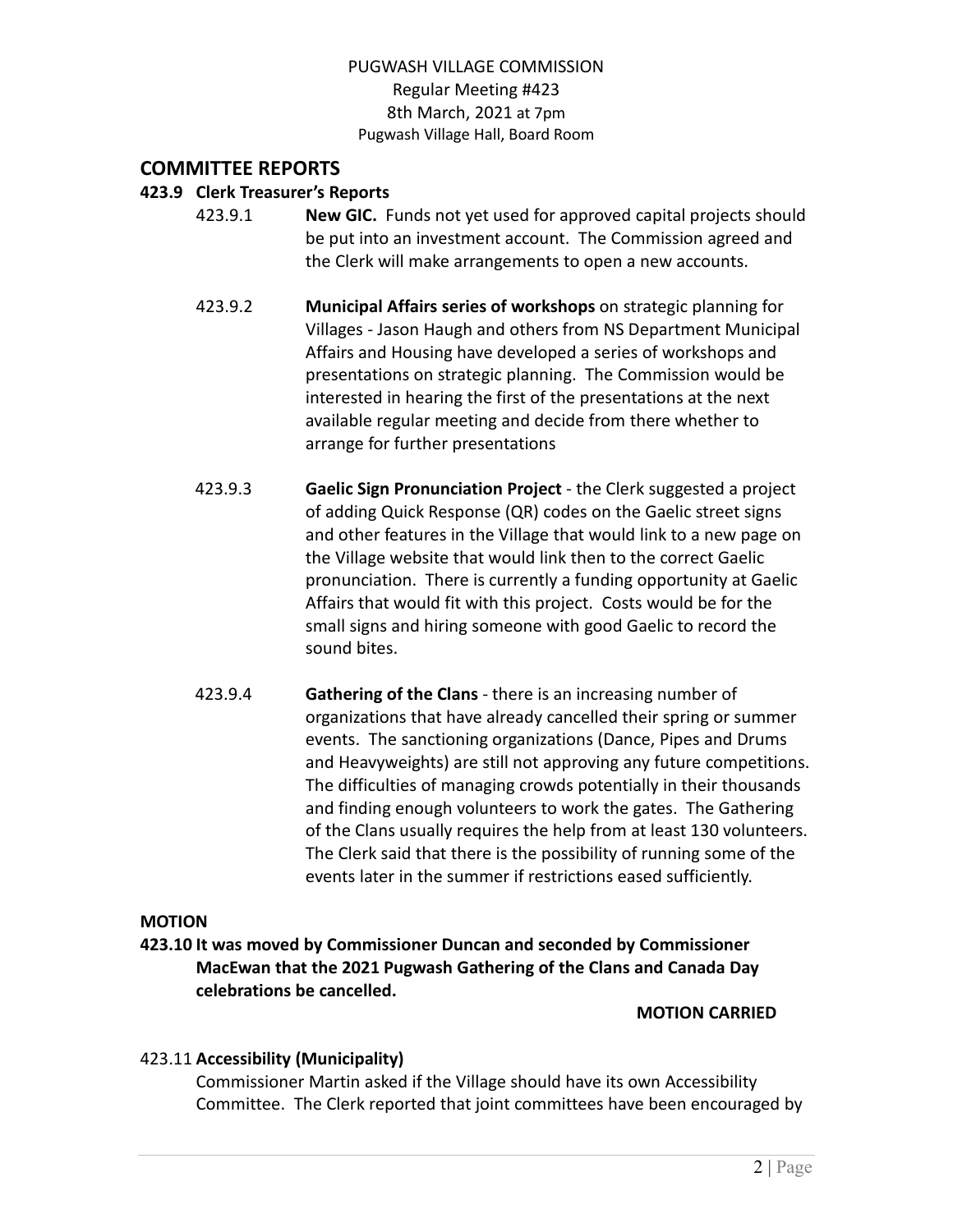## COMMITTEE REPORTS

### 423.9 Clerk Treasurer's Reports

423.9.1 **New GIC.** Funds not yet used for approved capital projects should be put into an investment account. The Commission agreed and the Clerk will make arrangements to open a new accounts.

423.9.2 **Municipal Affairs series of workshops** on strategic planning for Villages - Jason Haugh and others from NS Department Municipal Affairs and Housing have developed a series of workshops and presentations on strategic planning. The Commission would be interested in hearing the first of the presentations at the next available regular meeting and decide from there whether to arrange for further presentations

423.9.3 **Gaelic Sign Pronunciation Project** - the Clerk suggested a project of adding Quick Response (QR) codes on the Gaelic street signs and other features in the Village that would link to a new page on the Village website that would link then to the correct Gaelic pronunciation. There is currently a funding opportunity at Gaelic Affairs that would fit with this project. Costs would be for the small signs and hiring someone with good Gaelic to record the sound bites.

423.9.4 **Gathering of the Clans** - there is an increasing number of organizations that have already cancelled their spring or summer events. The sanctioning organizations (Dance, Pipes and Drums and Heavyweights) are still not approving any future competitions. The difficulties of managing crowds potentially in their thousands and finding enough volunteers to work the gates. The Gathering of the Clans usually requires the help from at least 130 volunteers. The Clerk said that there is the possibility of running some of the events later in the summer if restrictions eased sufficiently.

**MOTION**

**423.10 It was moved by Commissioner Duncan and seconded by Commissioner MacEwan that the 2021 Pugwash Gathering of the Clans and Canada Day celebrations be cancelled.**

**MOTION CARRIED**

423.11 **Accessibility (Municipality)**

Commissioner Martin asked if the Village should have its own Accessibility Committee. The Clerk reported that joint committees have been encouraged by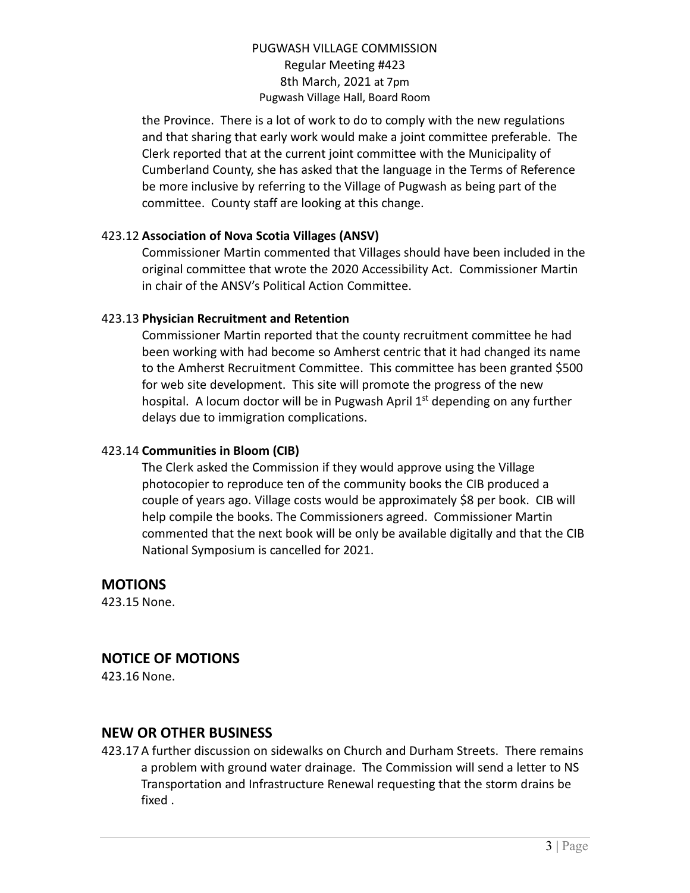the Province. There is a lot of work to do to comply with the new regulations and that sharing that early work would make a joint committee preferable. The Clerk reported that at the current joint committee with the Municipality of Cumberland County, she has asked that the language in the Terms of Reference be more inclusive by referring to the Village of Pugwash as being part of the committee. County staff are looking at this change.

423.12 **Association of Nova Scotia Villages (ANSV)**

Commissioner Martin commented that Villages should have been included in the original committee that wrote the 2020 Accessibility Act. Commissioner Martin in chair of the ANSV's Political Action Committee.

423.13 **Physician Recruitment and Retention**

Commissioner Martin reported that the county recruitment committee he had been working with had become so Amherst centric that it had changed its name to the Amherst Recruitment Committee. This committee has been granted $500 for web site development. This site will promote the progress of the new hospital. A locum doctor will be in Pugwash April 1st depending on any further delays due to immigration complications.

423.14 **Communities in Bloom (CIB)**

The Clerk asked the Commission if they would approve using the Village photocopier to reproduce ten of the community books the CIB produced a couple of years ago. Village costs would be approximately $8 per book. CIB will help compile the books. The Commissioners agreed. Commissioner Martin commented that the next book will be only be available digitally and that the CIB National Symposium is cancelled for 2021.

## MOTIONS

423.15 None.

## NOTICE OF MOTIONS

423.16 None.

## NEW OR OTHER BUSINESS

423.17 A further discussion on sidewalks on Church and Durham Streets. There remains a problem with ground water drainage. The Commission will send a letter to NS Transportation and Infrastructure Renewal requesting that the storm drains be fixed .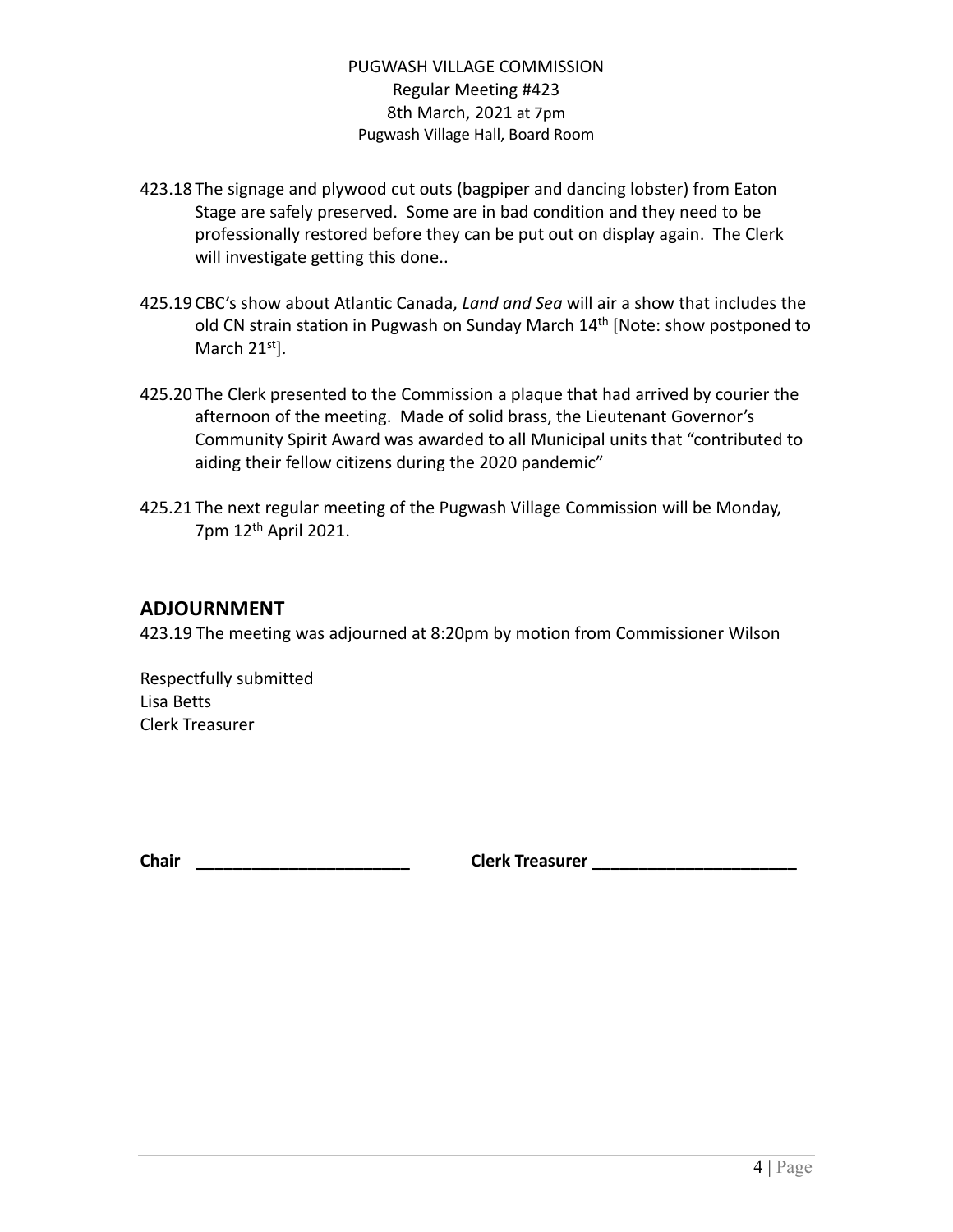PUGWASH VILLAGE COMMISSION
Regular Meeting #423
8th March, 2021 at 7pm
Pugwash Village Hall, Board Room

423.18 The signage and plywood cut outs (bagpiper and dancing lobster) from Eaton Stage are safely preserved. Some are in bad condition and they need to be professionally restored before they can be put out on display again. The Clerk will investigate getting this done..

425.19 CBC's show about Atlantic Canada, *Land and Sea* will air a show that includes the old CN strain station in Pugwash on Sunday March 14th [Note: show postponed to March 21st].

425.20 The Clerk presented to the Commission a plaque that had arrived by courier the afternoon of the meeting. Made of solid brass, the Lieutenant Governor's Community Spirit Award was awarded to all Municipal units that "contributed to aiding their fellow citizens during the 2020 pandemic"

425.21 The next regular meeting of the Pugwash Village Commission will be Monday, 7pm 12th April 2021.

## ADJOURNMENT

423.19 The meeting was adjourned at 8:20pm by motion from Commissioner Wilson

Respectfully submitted
Lisa Betts
Clerk Treasurer

**Chair** ______________________ **Clerk Treasurer** ______________________